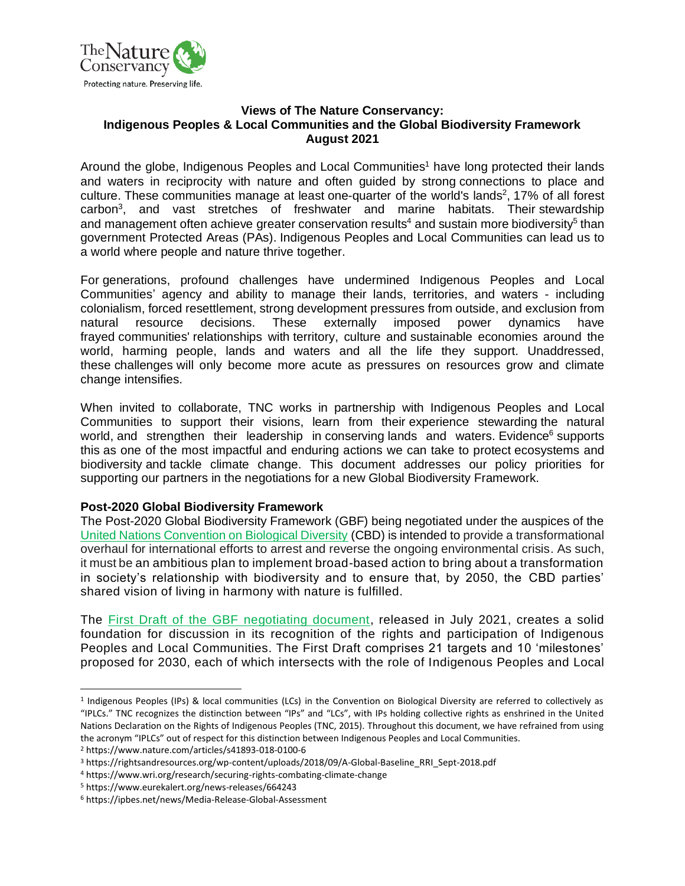**Views of The Nature Conservancy:**
**Indigenous Peoples & Local Communities and the Global Biodiversity Framework**
**August 2021**

Around the globe, Indigenous Peoples and Local Communities[1] have long protected their lands and waters in reciprocity with nature and often guided by strong connections to place and culture. These communities manage at least one-quarter of the world's lands[2], 17% of all forest carbon[3], and vast stretches of freshwater and marine habitats. Their stewardship and management often achieve greater conservation results[4] and sustain more biodiversity[5] than government Protected Areas (PAs). Indigenous Peoples and Local Communities can lead us to a world where people and nature thrive together.

For generations, profound challenges have undermined Indigenous Peoples and Local Communities' agency and ability to manage their lands, territories, and waters - including colonialism, forced resettlement, strong development pressures from outside, and exclusion from natural resource decisions. These externally imposed power dynamics have frayed communities' relationships with territory, culture and sustainable economies around the world, harming people, lands and waters and all the life they support. Unaddressed, these challenges will only become more acute as pressures on resources grow and climate change intensifies.

When invited to collaborate, TNC works in partnership with Indigenous Peoples and Local Communities to support their visions, learn from their experience stewarding the natural world, and strengthen their leadership in conserving lands and waters. Evidence[6] supports this as one of the most impactful and enduring actions we can take to protect ecosystems and biodiversity and tackle climate change. This document addresses our policy priorities for supporting our partners in the negotiations for a new Global Biodiversity Framework.

## Post-2020 Global Biodiversity Framework

The Post-2020 Global Biodiversity Framework (GBF) being negotiated under the auspices of the United Nations Convention on Biological Diversity (CBD) is intended to provide a transformational overhaul for international efforts to arrest and reverse the ongoing environmental crisis. As such, it must be an ambitious plan to implement broad-based action to bring about a transformation in society's relationship with biodiversity and to ensure that, by 2050, the CBD parties' shared vision of living in harmony with nature is fulfilled.

The First Draft of the GBF negotiating document, released in July 2021, creates a solid foundation for discussion in its recognition of the rights and participation of Indigenous Peoples and Local Communities. The First Draft comprises 21 targets and 10 'milestones' proposed for 2030, each of which intersects with the role of Indigenous Peoples and Local

---

[1] Indigenous Peoples (IPs) & local communities (LCs) in the Convention on Biological Diversity are referred to collectively as "IPLCs." TNC recognizes the distinction between "IPs" and "LCs", with IPs holding collective rights as enshrined in the United Nations Declaration on the Rights of Indigenous Peoples (TNC, 2015). Throughout this document, we have refrained from using the acronym "IPLCs" out of respect for this distinction between Indigenous Peoples and Local Communities.

[2] https://www.nature.com/articles/s41893-018-0100-6

[3] https://rightsandresources.org/wp-content/uploads/2018/09/A-Global-Baseline_RRI_Sept-2018.pdf

[4] https://www.wri.org/research/securing-rights-combating-climate-change

[5] https://www.eurekalert.org/news-releases/664243

[6] https://ipbes.net/news/Media-Release-Global-Assessment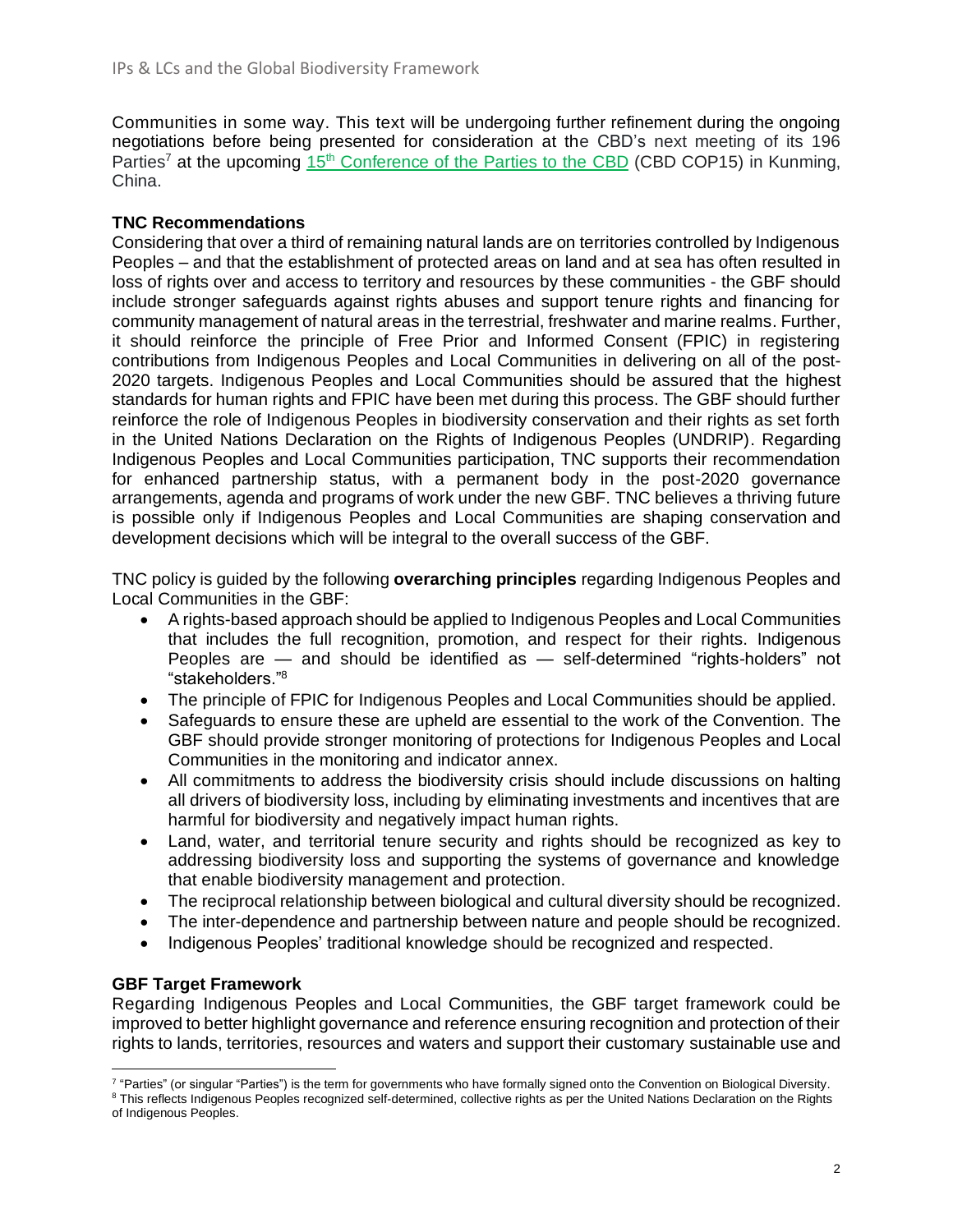Communities in some way. This text will be undergoing further refinement during the ongoing negotiations before being presented for consideration at the CBD's next meeting of its 196 Parties[7] at the upcoming 15th Conference of the Parties to the CBD (CBD COP15) in Kunming, China.

**TNC Recommendations**

Considering that over a third of remaining natural lands are on territories controlled by Indigenous Peoples – and that the establishment of protected areas on land and at sea has often resulted in loss of rights over and access to territory and resources by these communities - the GBF should include stronger safeguards against rights abuses and support tenure rights and financing for community management of natural areas in the terrestrial, freshwater and marine realms. Further, it should reinforce the principle of Free Prior and Informed Consent (FPIC) in registering contributions from Indigenous Peoples and Local Communities in delivering on all of the post-2020 targets. Indigenous Peoples and Local Communities should be assured that the highest standards for human rights and FPIC have been met during this process. The GBF should further reinforce the role of Indigenous Peoples in biodiversity conservation and their rights as set forth in the United Nations Declaration on the Rights of Indigenous Peoples (UNDRIP). Regarding Indigenous Peoples and Local Communities participation, TNC supports their recommendation for enhanced partnership status, with a permanent body in the post-2020 governance arrangements, agenda and programs of work under the new GBF. TNC believes a thriving future is possible only if Indigenous Peoples and Local Communities are shaping conservation and development decisions which will be integral to the overall success of the GBF.

TNC policy is guided by the following **overarching principles** regarding Indigenous Peoples and Local Communities in the GBF:

- A rights-based approach should be applied to Indigenous Peoples and Local Communities that includes the full recognition, promotion, and respect for their rights. Indigenous Peoples are — and should be identified as — self-determined "rights-holders" not "stakeholders."[8]
- The principle of FPIC for Indigenous Peoples and Local Communities should be applied.
- Safeguards to ensure these are upheld are essential to the work of the Convention. The GBF should provide stronger monitoring of protections for Indigenous Peoples and Local Communities in the monitoring and indicator annex.
- All commitments to address the biodiversity crisis should include discussions on halting all drivers of biodiversity loss, including by eliminating investments and incentives that are harmful for biodiversity and negatively impact human rights.
- Land, water, and territorial tenure security and rights should be recognized as key to addressing biodiversity loss and supporting the systems of governance and knowledge that enable biodiversity management and protection.
- The reciprocal relationship between biological and cultural diversity should be recognized.
- The inter-dependence and partnership between nature and people should be recognized.
- Indigenous Peoples' traditional knowledge should be recognized and respected.

**GBF Target Framework**

Regarding Indigenous Peoples and Local Communities, the GBF target framework could be improved to better highlight governance and reference ensuring recognition and protection of their rights to lands, territories, resources and waters and support their customary sustainable use and

[7] "Parties" (or singular "Parties") is the term for governments who have formally signed onto the Convention on Biological Diversity.

[8] This reflects Indigenous Peoples recognized self-determined, collective rights as per the United Nations Declaration on the Rights of Indigenous Peoples.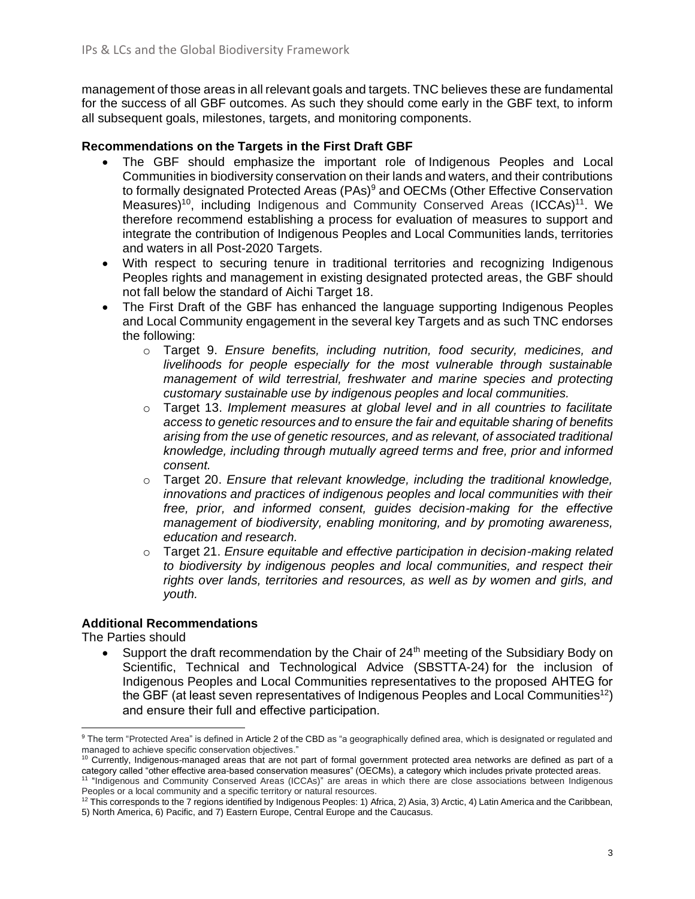management of those areas in all relevant goals and targets. TNC believes these are fundamental for the success of all GBF outcomes. As such they should come early in the GBF text, to inform all subsequent goals, milestones, targets, and monitoring components.

**Recommendations on the Targets in the First Draft GBF**

- The GBF should emphasize the important role of Indigenous Peoples and Local Communities in biodiversity conservation on their lands and waters, and their contributions to formally designated Protected Areas (PAs)[9] and OECMs (Other Effective Conservation Measures)[10], including Indigenous and Community Conserved Areas (ICCAs)[11]. We therefore recommend establishing a process for evaluation of measures to support and integrate the contribution of Indigenous Peoples and Local Communities lands, territories and waters in all Post-2020 Targets.
- With respect to securing tenure in traditional territories and recognizing Indigenous Peoples rights and management in existing designated protected areas, the GBF should not fall below the standard of Aichi Target 18.
- The First Draft of the GBF has enhanced the language supporting Indigenous Peoples and Local Community engagement in the several key Targets and as such TNC endorses the following:
  - Target 9. *Ensure benefits, including nutrition, food security, medicines, and livelihoods for people especially for the most vulnerable through sustainable management of wild terrestrial, freshwater and marine species and protecting customary sustainable use by indigenous peoples and local communities.*
  - Target 13. *Implement measures at global level and in all countries to facilitate access to genetic resources and to ensure the fair and equitable sharing of benefits arising from the use of genetic resources, and as relevant, of associated traditional knowledge, including through mutually agreed terms and free, prior and informed consent.*
  - Target 20. *Ensure that relevant knowledge, including the traditional knowledge, innovations and practices of indigenous peoples and local communities with their free, prior, and informed consent, guides decision-making for the effective management of biodiversity, enabling monitoring, and by promoting awareness, education and research.*
  - Target 21. *Ensure equitable and effective participation in decision-making related to biodiversity by indigenous peoples and local communities, and respect their rights over lands, territories and resources, as well as by women and girls, and youth.*

**Additional Recommendations**

The Parties should

- Support the draft recommendation by the Chair of 24th meeting of the Subsidiary Body on Scientific, Technical and Technological Advice (SBSTTA-24) for the inclusion of Indigenous Peoples and Local Communities representatives to the proposed AHTEG for the GBF (at least seven representatives of Indigenous Peoples and Local Communities[12]) and ensure their full and effective participation.

---

[9] The term "Protected Area" is defined in Article 2 of the CBD as "a geographically defined area, which is designated or regulated and managed to achieve specific conservation objectives."

[10] Currently, Indigenous-managed areas that are not part of formal government protected area networks are defined as part of a category called "other effective area-based conservation measures" (OECMs), a category which includes private protected areas.

[11] "Indigenous and Community Conserved Areas (ICCAs)" are areas in which there are close associations between Indigenous Peoples or a local community and a specific territory or natural resources.

[12] This corresponds to the 7 regions identified by Indigenous Peoples: 1) Africa, 2) Asia, 3) Arctic, 4) Latin America and the Caribbean, 5) North America, 6) Pacific, and 7) Eastern Europe, Central Europe and the Caucasus.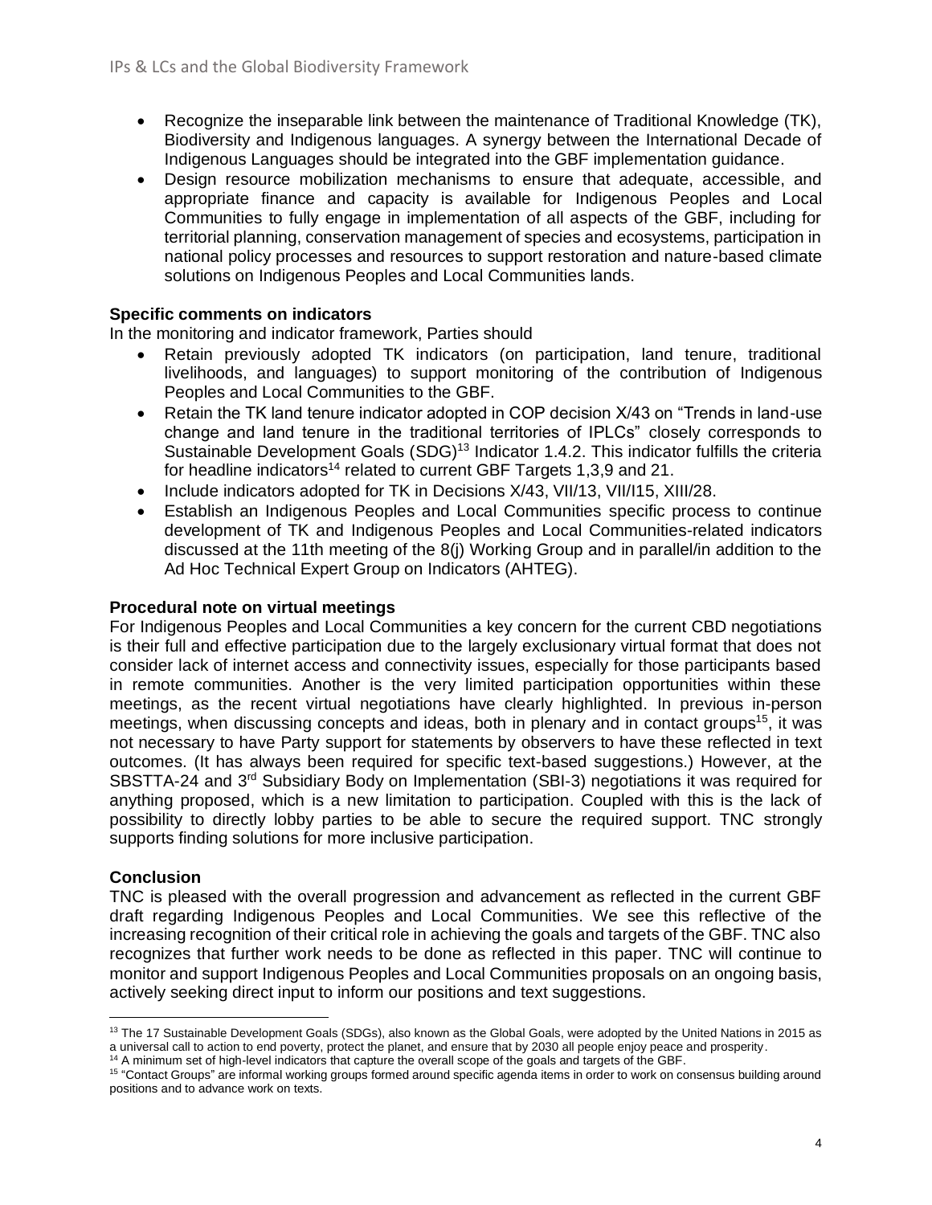- Recognize the inseparable link between the maintenance of Traditional Knowledge (TK), Biodiversity and Indigenous languages. A synergy between the International Decade of Indigenous Languages should be integrated into the GBF implementation guidance.
- Design resource mobilization mechanisms to ensure that adequate, accessible, and appropriate finance and capacity is available for Indigenous Peoples and Local Communities to fully engage in implementation of all aspects of the GBF, including for territorial planning, conservation management of species and ecosystems, participation in national policy processes and resources to support restoration and nature-based climate solutions on Indigenous Peoples and Local Communities lands.

### Specific comments on indicators

In the monitoring and indicator framework, Parties should

- Retain previously adopted TK indicators (on participation, land tenure, traditional livelihoods, and languages) to support monitoring of the contribution of Indigenous Peoples and Local Communities to the GBF.
- Retain the TK land tenure indicator adopted in COP decision X/43 on "Trends in land-use change and land tenure in the traditional territories of IPLCs" closely corresponds to Sustainable Development Goals (SDG)[13] Indicator 1.4.2. This indicator fulfills the criteria for headline indicators[14] related to current GBF Targets 1,3,9 and 21.
- Include indicators adopted for TK in Decisions X/43, VII/13, VII/I15, XIII/28.
- Establish an Indigenous Peoples and Local Communities specific process to continue development of TK and Indigenous Peoples and Local Communities-related indicators discussed at the 11th meeting of the 8(j) Working Group and in parallel/in addition to the Ad Hoc Technical Expert Group on Indicators (AHTEG).

### Procedural note on virtual meetings

For Indigenous Peoples and Local Communities a key concern for the current CBD negotiations is their full and effective participation due to the largely exclusionary virtual format that does not consider lack of internet access and connectivity issues, especially for those participants based in remote communities. Another is the very limited participation opportunities within these meetings, as the recent virtual negotiations have clearly highlighted. In previous in-person meetings, when discussing concepts and ideas, both in plenary and in contact groups[15], it was not necessary to have Party support for statements by observers to have these reflected in text outcomes. (It has always been required for specific text-based suggestions.) However, at the SBSTTA-24 and 3rd Subsidiary Body on Implementation (SBI-3) negotiations it was required for anything proposed, which is a new limitation to participation. Coupled with this is the lack of possibility to directly lobby parties to be able to secure the required support. TNC strongly supports finding solutions for more inclusive participation.

### Conclusion

TNC is pleased with the overall progression and advancement as reflected in the current GBF draft regarding Indigenous Peoples and Local Communities. We see this reflective of the increasing recognition of their critical role in achieving the goals and targets of the GBF. TNC also recognizes that further work needs to be done as reflected in this paper. TNC will continue to monitor and support Indigenous Peoples and Local Communities proposals on an ongoing basis, actively seeking direct input to inform our positions and text suggestions.

---

[13] The 17 Sustainable Development Goals (SDGs), also known as the Global Goals, were adopted by the United Nations in 2015 as a universal call to action to end poverty, protect the planet, and ensure that by 2030 all people enjoy peace and prosperity.

[14] A minimum set of high-level indicators that capture the overall scope of the goals and targets of the GBF.

[15] "Contact Groups" are informal working groups formed around specific agenda items in order to work on consensus building around positions and to advance work on texts.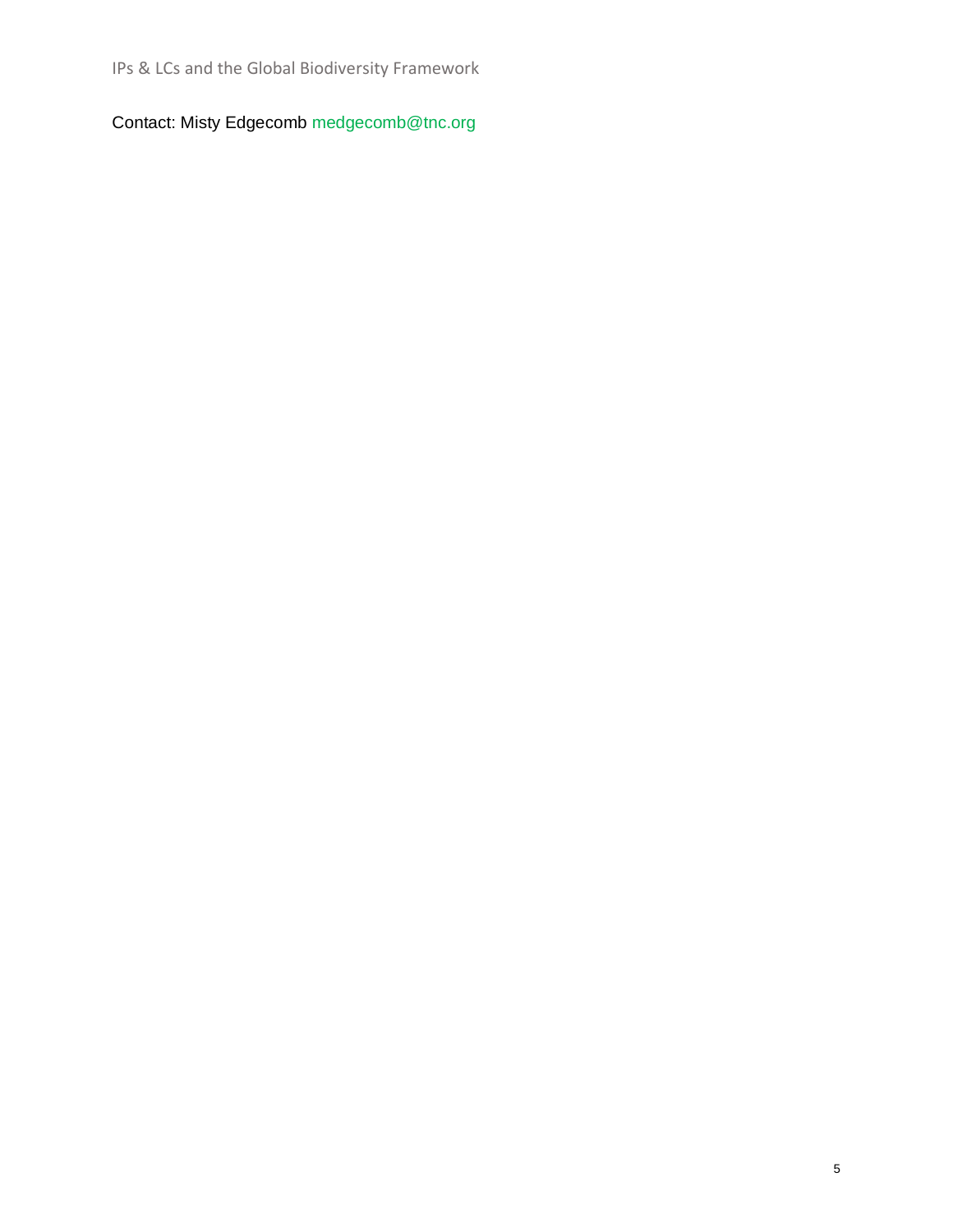Contact: Misty Edgecomb medgecomb@tnc.org